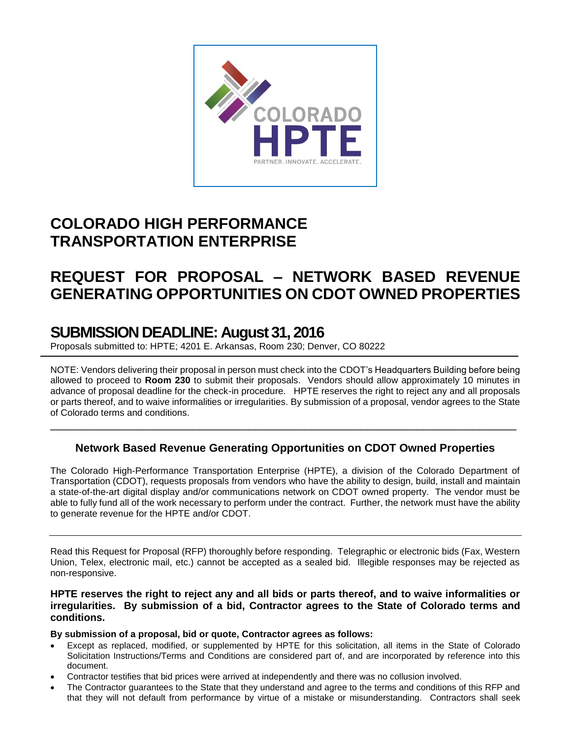# COLORADO HIGH PERFORMANCE TRANSPORTATION ENTERPRISE

# REQUEST FOR PROPOSAL – NETWORK BASED REVENUE GENERATING OPPORTUNITIES ON CDOT OWNED PROPERTIES

## SUBMISSION DEADLINE: August 31, 2016

Proposals submitted to: HPTE; 4201 E. Arkansas, Room 230; Denver, CO 80222

---

NOTE: Vendors delivering their proposal in person must check into the CDOT's Headquarters Building before being allowed to proceed to **Room 230** to submit their proposals. Vendors should allow approximately 10 minutes in advance of proposal deadline for the check-in procedure. HPTE reserves the right to reject any and all proposals or parts thereof, and to waive informalities or irregularities. By submission of a proposal, vendor agrees to the State of Colorado terms and conditions.

---

### Network Based Revenue Generating Opportunities on CDOT Owned Properties

The Colorado High-Performance Transportation Enterprise (HPTE), a division of the Colorado Department of Transportation (CDOT), requests proposals from vendors who have the ability to design, build, install and maintain a state-of-the-art digital display and/or communications network on CDOT owned property. The vendor must be able to fully fund all of the work necessary to perform under the contract. Further, the network must have the ability to generate revenue for the HPTE and/or CDOT.

---

Read this Request for Proposal (RFP) thoroughly before responding. Telegraphic or electronic bids (Fax, Western Union, Telex, electronic mail, etc.) cannot be accepted as a sealed bid. Illegible responses may be rejected as non-responsive.

**HPTE reserves the right to reject any and all bids or parts thereof, and to waive informalities or irregularities. By submission of a bid, Contractor agrees to the State of Colorado terms and conditions.**

**By submission of a proposal, bid or quote, Contractor agrees as follows:**

- Except as replaced, modified, or supplemented by HPTE for this solicitation, all items in the State of Colorado Solicitation Instructions/Terms and Conditions are considered part of, and are incorporated by reference into this document.
- Contractor testifies that bid prices were arrived at independently and there was no collusion involved.
- The Contractor guarantees to the State that they understand and agree to the terms and conditions of this RFP and that they will not default from performance by virtue of a mistake or misunderstanding. Contractors shall seek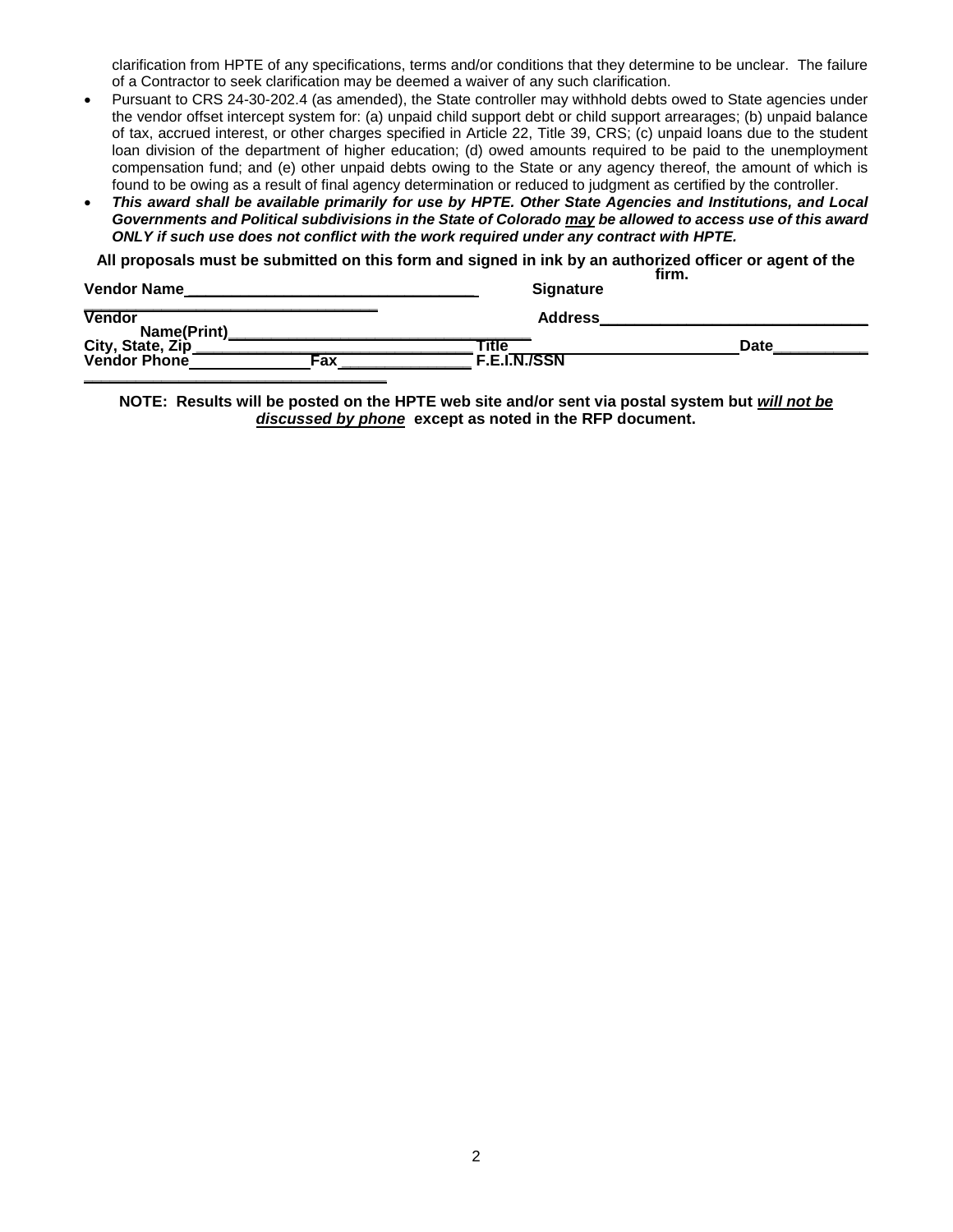clarification from HPTE of any specifications, terms and/or conditions that they determine to be unclear. The failure of a Contractor to seek clarification may be deemed a waiver of any such clarification.

- Pursuant to CRS 24-30-202.4 (as amended), the State controller may withhold debts owed to State agencies under the vendor offset intercept system for: (a) unpaid child support debt or child support arrearages; (b) unpaid balance of tax, accrued interest, or other charges specified in Article 22, Title 39, CRS; (c) unpaid loans due to the student loan division of the department of higher education; (d) owed amounts required to be paid to the unemployment compensation fund; and (e) other unpaid debts owing to the State or any agency thereof, the amount of which is found to be owing as a result of final agency determination or reduced to judgment as certified by the controller.
- ***This award shall be available primarily for use by HPTE. Other State Agencies and Institutions, and Local Governments and Political subdivisions in the State of Colorado <u>may</u> be allowed to access use of this award ONLY if such use does not conflict with the work required under any contract with HPTE.***

**All proposals must be submitted on this form and signed in ink by an authorized officer or agent of the firm.**

**Vendor Name**\_\_\_\_\_\_\_\_\_\_\_\_\_\_\_\_\_\_\_\_\_\_\_\_\_\_\_\_\_\_ **Signature** \_\_\_\_\_\_\_\_\_\_\_\_\_\_\_\_\_\_\_\_\_\_\_\_\_\_\_\_\_\_

**Vendor Name(Print)**\_\_\_\_\_\_\_\_\_\_\_\_\_\_\_\_\_\_\_\_\_\_\_\_\_\_\_\_\_\_ **Address**\_\_\_\_\_\_\_\_\_\_\_\_\_\_\_\_\_\_\_\_\_\_\_\_\_\_\_\_\_\_

**City, State, Zip**\_\_\_\_\_\_\_\_\_\_\_\_\_\_\_\_\_\_\_\_\_\_\_\_\_\_\_\_\_\_ **Title**\_\_\_\_\_\_\_\_\_\_\_\_\_\_\_\_\_\_\_\_ **Date**\_\_\_\_\_\_\_\_\_\_

**Vendor Phone**\_\_\_\_\_\_\_\_\_\_\_\_ **Fax**\_\_\_\_\_\_\_\_\_\_\_\_ **F.E.I.N./SSN**\_\_\_\_\_\_\_\_\_\_\_\_\_\_\_\_\_\_\_\_\_\_\_\_\_\_\_\_\_\_

**NOTE: Results will be posted on the HPTE web site and/or sent via postal system but *<u>will not be discussed by phone</u>* except as noted in the RFP document.**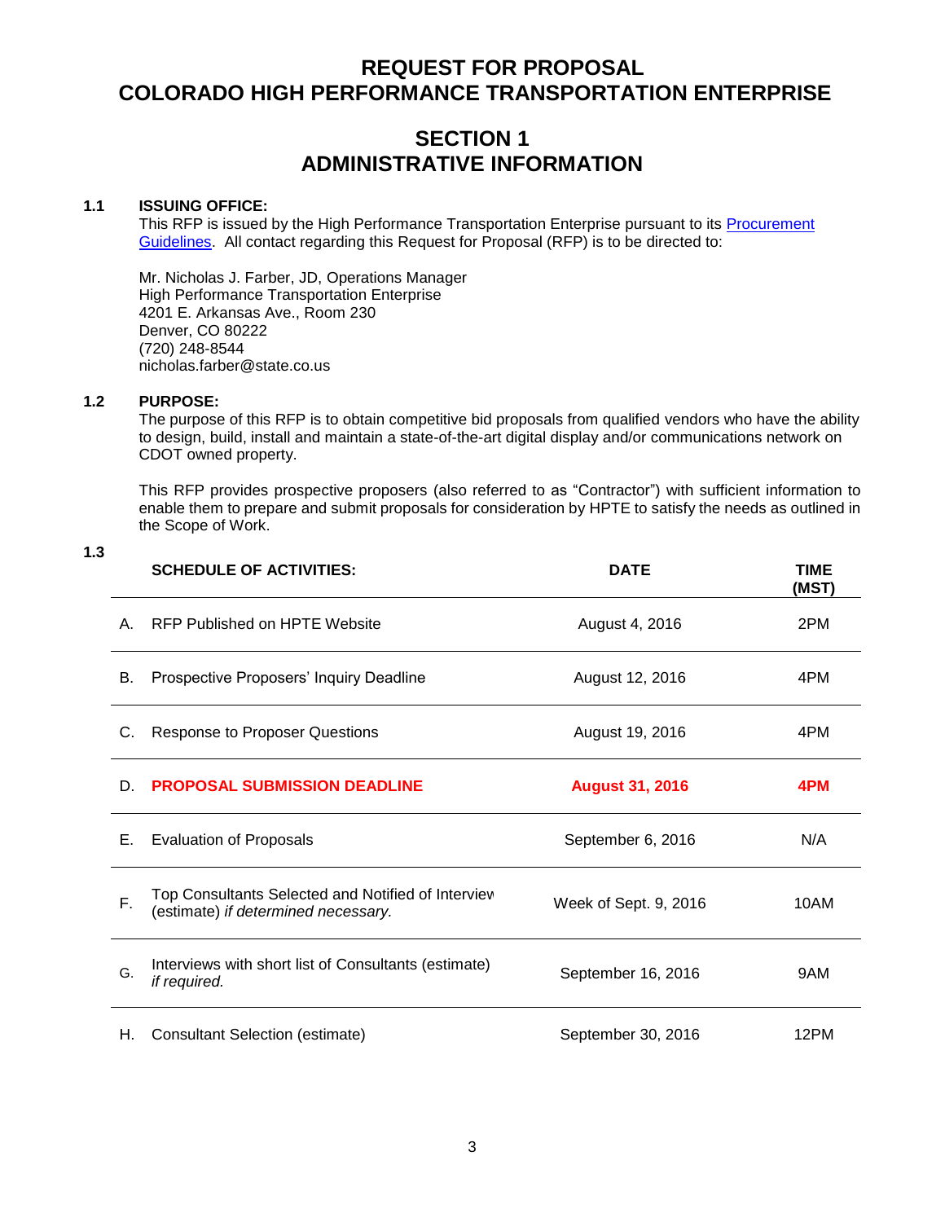# REQUEST FOR PROPOSAL
# COLORADO HIGH PERFORMANCE TRANSPORTATION ENTERPRISE

## SECTION 1
## ADMINISTRATIVE INFORMATION

### 1.1 ISSUING OFFICE:

This RFP is issued by the High Performance Transportation Enterprise pursuant to its Procurement Guidelines. All contact regarding this Request for Proposal (RFP) is to be directed to:

Mr. Nicholas J. Farber, JD, Operations Manager
High Performance Transportation Enterprise
4201 E. Arkansas Ave., Room 230
Denver, CO 80222
(720) 248-8544
nicholas.farber@state.co.us

### 1.2 PURPOSE:

The purpose of this RFP is to obtain competitive bid proposals from qualified vendors who have the ability to design, build, install and maintain a state-of-the-art digital display and/or communications network on CDOT owned property.

This RFP provides prospective proposers (also referred to as "Contractor") with sufficient information to enable them to prepare and submit proposals for consideration by HPTE to satisfy the needs as outlined in the Scope of Work.

### 1.3

| | SCHEDULE OF ACTIVITIES: | DATE | TIME (MST) |
|---|---|---|---|
| A. | RFP Published on HPTE Website | August 4, 2016 | 2PM |
| B. | Prospective Proposers' Inquiry Deadline | August 12, 2016 | 4PM |
| C. | Response to Proposer Questions | August 19, 2016 | 4PM |
| D. | **PROPOSAL SUBMISSION DEADLINE** | **August 31, 2016** | **4PM** |
| E. | Evaluation of Proposals | September 6, 2016 | N/A |
| F. | Top Consultants Selected and Notified of Interview (estimate) *if determined necessary.* | Week of Sept. 9, 2016 | 10AM |
| G. | Interviews with short list of Consultants (estimate) *if required.* | September 16, 2016 | 9AM |
| H. | Consultant Selection (estimate) | September 30, 2016 | 12PM |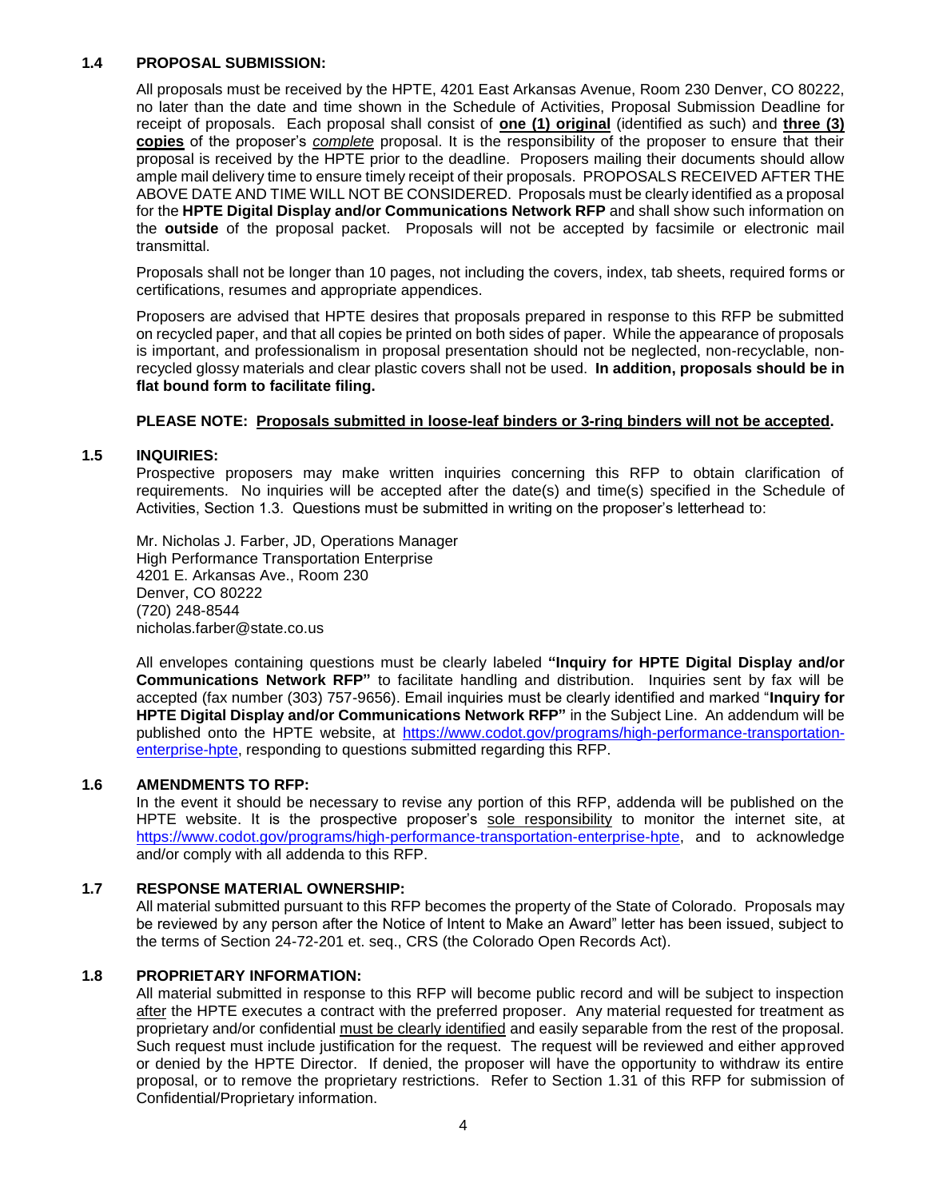### 1.4 PROPOSAL SUBMISSION:

All proposals must be received by the HPTE, 4201 East Arkansas Avenue, Room 230 Denver, CO 80222, no later than the date and time shown in the Schedule of Activities, Proposal Submission Deadline for receipt of proposals. Each proposal shall consist of **one (1) original** (identified as such) and **three (3) copies** of the proposer's *complete* proposal. It is the responsibility of the proposer to ensure that their proposal is received by the HPTE prior to the deadline. Proposers mailing their documents should allow ample mail delivery time to ensure timely receipt of their proposals. PROPOSALS RECEIVED AFTER THE ABOVE DATE AND TIME WILL NOT BE CONSIDERED. Proposals must be clearly identified as a proposal for the **HPTE Digital Display and/or Communications Network RFP** and shall show such information on the **outside** of the proposal packet. Proposals will not be accepted by facsimile or electronic mail transmittal.

Proposals shall not be longer than 10 pages, not including the covers, index, tab sheets, required forms or certifications, resumes and appropriate appendices.

Proposers are advised that HPTE desires that proposals prepared in response to this RFP be submitted on recycled paper, and that all copies be printed on both sides of paper. While the appearance of proposals is important, and professionalism in proposal presentation should not be neglected, non-recyclable, non-recycled glossy materials and clear plastic covers shall not be used. **In addition, proposals should be in flat bound form to facilitate filing.**

**PLEASE NOTE: Proposals submitted in loose-leaf binders or 3-ring binders will not be accepted.**

### 1.5 INQUIRIES:

Prospective proposers may make written inquiries concerning this RFP to obtain clarification of requirements. No inquiries will be accepted after the date(s) and time(s) specified in the Schedule of Activities, Section 1.3. Questions must be submitted in writing on the proposer's letterhead to:

Mr. Nicholas J. Farber, JD, Operations Manager
High Performance Transportation Enterprise
4201 E. Arkansas Ave., Room 230
Denver, CO 80222
(720) 248-8544
nicholas.farber@state.co.us

All envelopes containing questions must be clearly labeled **"Inquiry for HPTE Digital Display and/or Communications Network RFP"** to facilitate handling and distribution. Inquiries sent by fax will be accepted (fax number (303) 757-9656). Email inquiries must be clearly identified and marked "**Inquiry for HPTE Digital Display and/or Communications Network RFP"** in the Subject Line. An addendum will be published onto the HPTE website, at https://www.codot.gov/programs/high-performance-transportation-enterprise-hpte, responding to questions submitted regarding this RFP.

### 1.6 AMENDMENTS TO RFP:

In the event it should be necessary to revise any portion of this RFP, addenda will be published on the HPTE website. It is the prospective proposer's sole responsibility to monitor the internet site, at https://www.codot.gov/programs/high-performance-transportation-enterprise-hpte, and to acknowledge and/or comply with all addenda to this RFP.

### 1.7 RESPONSE MATERIAL OWNERSHIP:

All material submitted pursuant to this RFP becomes the property of the State of Colorado. Proposals may be reviewed by any person after the Notice of Intent to Make an Award" letter has been issued, subject to the terms of Section 24-72-201 et. seq., CRS (the Colorado Open Records Act).

### 1.8 PROPRIETARY INFORMATION:

All material submitted in response to this RFP will become public record and will be subject to inspection after the HPTE executes a contract with the preferred proposer. Any material requested for treatment as proprietary and/or confidential must be clearly identified and easily separable from the rest of the proposal. Such request must include justification for the request. The request will be reviewed and either approved or denied by the HPTE Director. If denied, the proposer will have the opportunity to withdraw its entire proposal, or to remove the proprietary restrictions. Refer to Section 1.31 of this RFP for submission of Confidential/Proprietary information.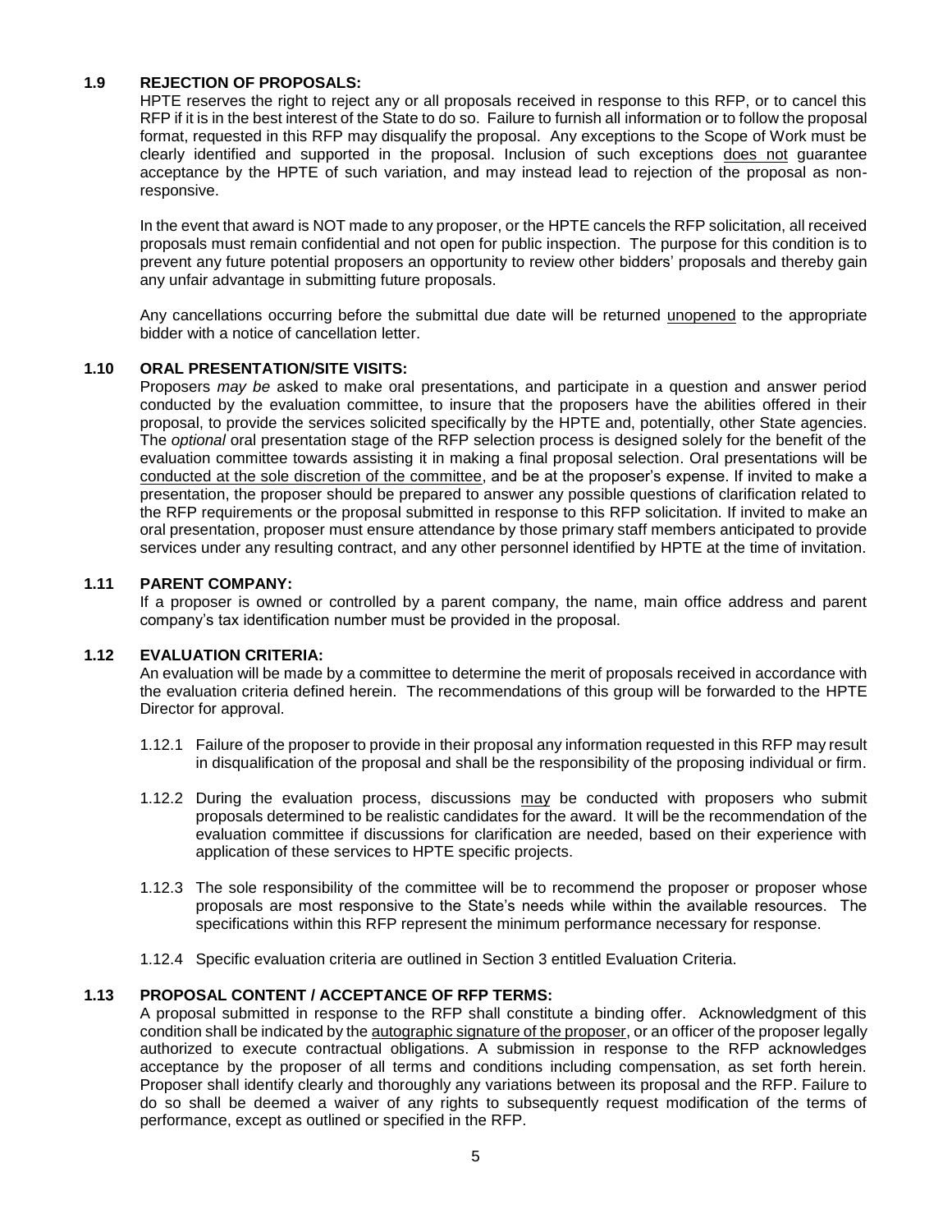### 1.9 REJECTION OF PROPOSALS:

HPTE reserves the right to reject any or all proposals received in response to this RFP, or to cancel this RFP if it is in the best interest of the State to do so. Failure to furnish all information or to follow the proposal format, requested in this RFP may disqualify the proposal. Any exceptions to the Scope of Work must be clearly identified and supported in the proposal. Inclusion of such exceptions does not guarantee acceptance by the HPTE of such variation, and may instead lead to rejection of the proposal as non-responsive.

In the event that award is NOT made to any proposer, or the HPTE cancels the RFP solicitation, all received proposals must remain confidential and not open for public inspection. The purpose for this condition is to prevent any future potential proposers an opportunity to review other bidders' proposals and thereby gain any unfair advantage in submitting future proposals.

Any cancellations occurring before the submittal due date will be returned unopened to the appropriate bidder with a notice of cancellation letter.

### 1.10 ORAL PRESENTATION/SITE VISITS:

Proposers *may be* asked to make oral presentations, and participate in a question and answer period conducted by the evaluation committee, to insure that the proposers have the abilities offered in their proposal, to provide the services solicited specifically by the HPTE and, potentially, other State agencies. The *optional* oral presentation stage of the RFP selection process is designed solely for the benefit of the evaluation committee towards assisting it in making a final proposal selection. Oral presentations will be conducted at the sole discretion of the committee, and be at the proposer's expense. If invited to make a presentation, the proposer should be prepared to answer any possible questions of clarification related to the RFP requirements or the proposal submitted in response to this RFP solicitation. If invited to make an oral presentation, proposer must ensure attendance by those primary staff members anticipated to provide services under any resulting contract, and any other personnel identified by HPTE at the time of invitation.

### 1.11 PARENT COMPANY:

If a proposer is owned or controlled by a parent company, the name, main office address and parent company's tax identification number must be provided in the proposal.

### 1.12 EVALUATION CRITERIA:

An evaluation will be made by a committee to determine the merit of proposals received in accordance with the evaluation criteria defined herein. The recommendations of this group will be forwarded to the HPTE Director for approval.

1.12.1 Failure of the proposer to provide in their proposal any information requested in this RFP may result in disqualification of the proposal and shall be the responsibility of the proposing individual or firm.

1.12.2 During the evaluation process, discussions may be conducted with proposers who submit proposals determined to be realistic candidates for the award. It will be the recommendation of the evaluation committee if discussions for clarification are needed, based on their experience with application of these services to HPTE specific projects.

1.12.3 The sole responsibility of the committee will be to recommend the proposer or proposer whose proposals are most responsive to the State's needs while within the available resources. The specifications within this RFP represent the minimum performance necessary for response.

1.12.4 Specific evaluation criteria are outlined in Section 3 entitled Evaluation Criteria.

### 1.13 PROPOSAL CONTENT / ACCEPTANCE OF RFP TERMS:

A proposal submitted in response to the RFP shall constitute a binding offer. Acknowledgment of this condition shall be indicated by the autographic signature of the proposer, or an officer of the proposer legally authorized to execute contractual obligations. A submission in response to the RFP acknowledges acceptance by the proposer of all terms and conditions including compensation, as set forth herein. Proposer shall identify clearly and thoroughly any variations between its proposal and the RFP. Failure to do so shall be deemed a waiver of any rights to subsequently request modification of the terms of performance, except as outlined or specified in the RFP.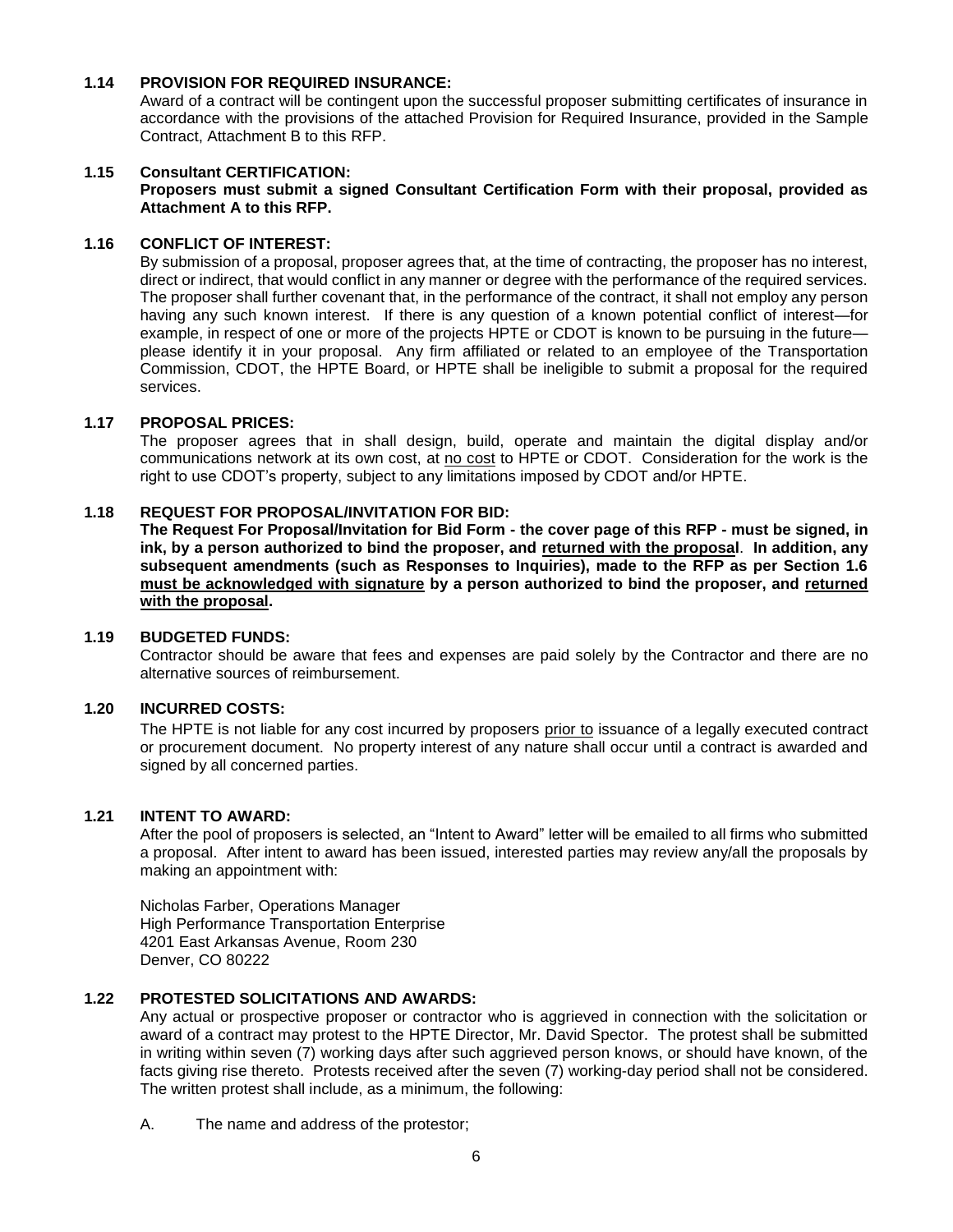### 1.14 PROVISION FOR REQUIRED INSURANCE:

Award of a contract will be contingent upon the successful proposer submitting certificates of insurance in accordance with the provisions of the attached Provision for Required Insurance, provided in the Sample Contract, Attachment B to this RFP.

### 1.15 Consultant CERTIFICATION:

**Proposers must submit a signed Consultant Certification Form with their proposal, provided as Attachment A to this RFP.**

### 1.16 CONFLICT OF INTEREST:

By submission of a proposal, proposer agrees that, at the time of contracting, the proposer has no interest, direct or indirect, that would conflict in any manner or degree with the performance of the required services. The proposer shall further covenant that, in the performance of the contract, it shall not employ any person having any such known interest. If there is any question of a known potential conflict of interest—for example, in respect of one or more of the projects HPTE or CDOT is known to be pursuing in the future—please identify it in your proposal. Any firm affiliated or related to an employee of the Transportation Commission, CDOT, the HPTE Board, or HPTE shall be ineligible to submit a proposal for the required services.

### 1.17 PROPOSAL PRICES:

The proposer agrees that in shall design, build, operate and maintain the digital display and/or communications network at its own cost, at no cost to HPTE or CDOT. Consideration for the work is the right to use CDOT's property, subject to any limitations imposed by CDOT and/or HPTE.

### 1.18 REQUEST FOR PROPOSAL/INVITATION FOR BID:

**The Request For Proposal/Invitation for Bid Form - the cover page of this RFP - must be signed, in ink, by a person authorized to bind the proposer, and returned with the proposal. In addition, any subsequent amendments (such as Responses to Inquiries), made to the RFP as per Section 1.6 must be acknowledged with signature by a person authorized to bind the proposer, and returned with the proposal.**

### 1.19 BUDGETED FUNDS:

Contractor should be aware that fees and expenses are paid solely by the Contractor and there are no alternative sources of reimbursement.

### 1.20 INCURRED COSTS:

The HPTE is not liable for any cost incurred by proposers prior to issuance of a legally executed contract or procurement document. No property interest of any nature shall occur until a contract is awarded and signed by all concerned parties.

### 1.21 INTENT TO AWARD:

After the pool of proposers is selected, an "Intent to Award" letter will be emailed to all firms who submitted a proposal. After intent to award has been issued, interested parties may review any/all the proposals by making an appointment with:

Nicholas Farber, Operations Manager
High Performance Transportation Enterprise
4201 East Arkansas Avenue, Room 230
Denver, CO 80222

### 1.22 PROTESTED SOLICITATIONS AND AWARDS:

Any actual or prospective proposer or contractor who is aggrieved in connection with the solicitation or award of a contract may protest to the HPTE Director, Mr. David Spector. The protest shall be submitted in writing within seven (7) working days after such aggrieved person knows, or should have known, of the facts giving rise thereto. Protests received after the seven (7) working-day period shall not be considered. The written protest shall include, as a minimum, the following:

A. The name and address of the protestor;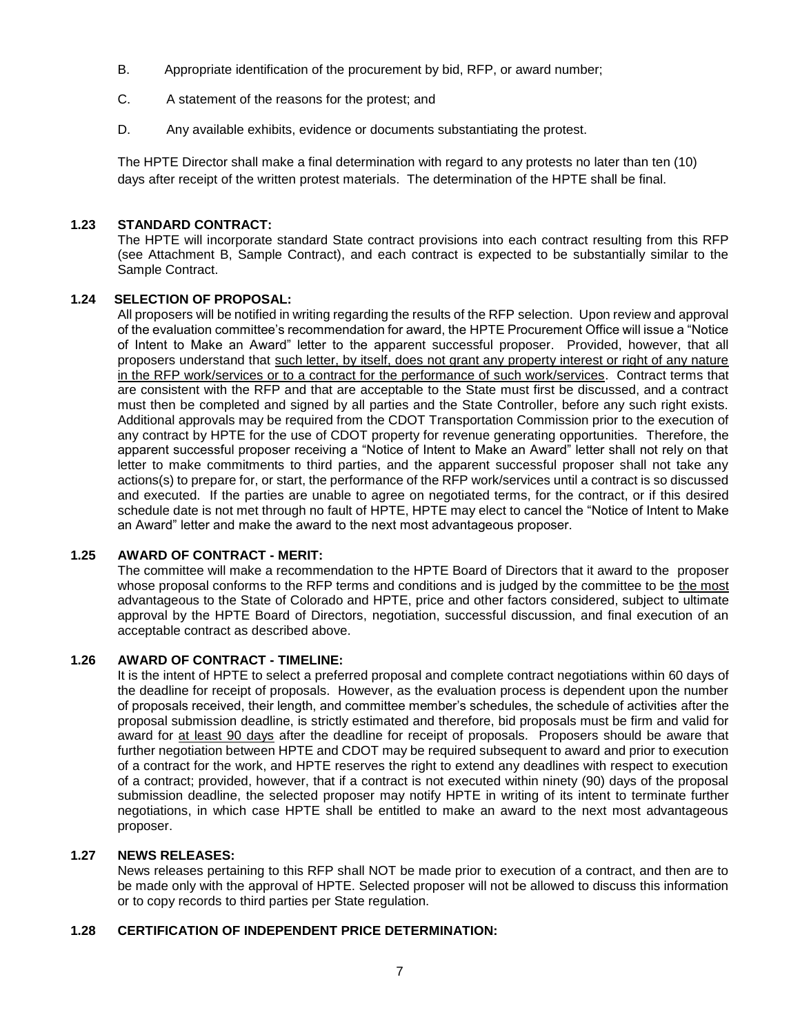B. Appropriate identification of the procurement by bid, RFP, or award number;

C. A statement of the reasons for the protest; and

D. Any available exhibits, evidence or documents substantiating the protest.

The HPTE Director shall make a final determination with regard to any protests no later than ten (10) days after receipt of the written protest materials. The determination of the HPTE shall be final.

### 1.23 STANDARD CONTRACT:

The HPTE will incorporate standard State contract provisions into each contract resulting from this RFP (see Attachment B, Sample Contract), and each contract is expected to be substantially similar to the Sample Contract.

### 1.24 SELECTION OF PROPOSAL:

All proposers will be notified in writing regarding the results of the RFP selection. Upon review and approval of the evaluation committee's recommendation for award, the HPTE Procurement Office will issue a "Notice of Intent to Make an Award" letter to the apparent successful proposer. Provided, however, that all proposers understand that <u>such letter, by itself, does not grant any property interest or right of any nature in the RFP work/services or to a contract for the performance of such work/services</u>. Contract terms that are consistent with the RFP and that are acceptable to the State must first be discussed, and a contract must then be completed and signed by all parties and the State Controller, before any such right exists. Additional approvals may be required from the CDOT Transportation Commission prior to the execution of any contract by HPTE for the use of CDOT property for revenue generating opportunities. Therefore, the apparent successful proposer receiving a "Notice of Intent to Make an Award" letter shall not rely on that letter to make commitments to third parties, and the apparent successful proposer shall not take any actions(s) to prepare for, or start, the performance of the RFP work/services until a contract is so discussed and executed. If the parties are unable to agree on negotiated terms, for the contract, or if this desired schedule date is not met through no fault of HPTE, HPTE may elect to cancel the "Notice of Intent to Make an Award" letter and make the award to the next most advantageous proposer.

### 1.25 AWARD OF CONTRACT - MERIT:

The committee will make a recommendation to the HPTE Board of Directors that it award to the proposer whose proposal conforms to the RFP terms and conditions and is judged by the committee to be <u>the most</u> advantageous to the State of Colorado and HPTE, price and other factors considered, subject to ultimate approval by the HPTE Board of Directors, negotiation, successful discussion, and final execution of an acceptable contract as described above.

### 1.26 AWARD OF CONTRACT - TIMELINE:

It is the intent of HPTE to select a preferred proposal and complete contract negotiations within 60 days of the deadline for receipt of proposals. However, as the evaluation process is dependent upon the number of proposals received, their length, and committee member's schedules, the schedule of activities after the proposal submission deadline, is strictly estimated and therefore, bid proposals must be firm and valid for award for <u>at least 90 days</u> after the deadline for receipt of proposals. Proposers should be aware that further negotiation between HPTE and CDOT may be required subsequent to award and prior to execution of a contract for the work, and HPTE reserves the right to extend any deadlines with respect to execution of a contract; provided, however, that if a contract is not executed within ninety (90) days of the proposal submission deadline, the selected proposer may notify HPTE in writing of its intent to terminate further negotiations, in which case HPTE shall be entitled to make an award to the next most advantageous proposer.

### 1.27 NEWS RELEASES:

News releases pertaining to this RFP shall NOT be made prior to execution of a contract, and then are to be made only with the approval of HPTE. Selected proposer will not be allowed to discuss this information or to copy records to third parties per State regulation.

### 1.28 CERTIFICATION OF INDEPENDENT PRICE DETERMINATION: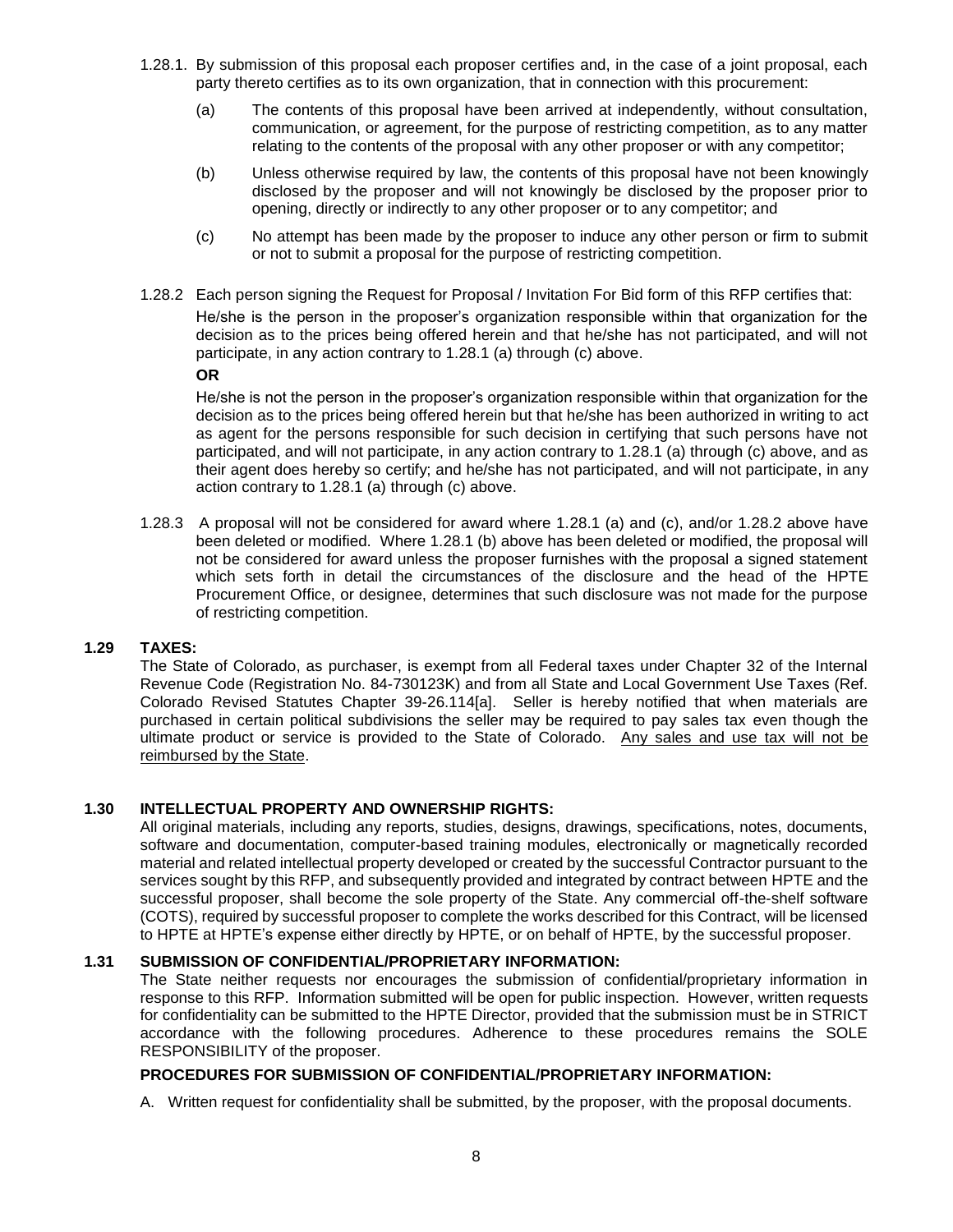1.28.1. By submission of this proposal each proposer certifies and, in the case of a joint proposal, each party thereto certifies as to its own organization, that in connection with this procurement:

(a) The contents of this proposal have been arrived at independently, without consultation, communication, or agreement, for the purpose of restricting competition, as to any matter relating to the contents of the proposal with any other proposer or with any competitor;

(b) Unless otherwise required by law, the contents of this proposal have not been knowingly disclosed by the proposer and will not knowingly be disclosed by the proposer prior to opening, directly or indirectly to any other proposer or to any competitor; and

(c) No attempt has been made by the proposer to induce any other person or firm to submit or not to submit a proposal for the purpose of restricting competition.

1.28.2 Each person signing the Request for Proposal / Invitation For Bid form of this RFP certifies that:

He/she is the person in the proposer's organization responsible within that organization for the decision as to the prices being offered herein and that he/she has not participated, and will not participate, in any action contrary to 1.28.1 (a) through (c) above.

**OR**

He/she is not the person in the proposer's organization responsible within that organization for the decision as to the prices being offered herein but that he/she has been authorized in writing to act as agent for the persons responsible for such decision in certifying that such persons have not participated, and will not participate, in any action contrary to 1.28.1 (a) through (c) above, and as their agent does hereby so certify; and he/she has not participated, and will not participate, in any action contrary to 1.28.1 (a) through (c) above.

1.28.3 A proposal will not be considered for award where 1.28.1 (a) and (c), and/or 1.28.2 above have been deleted or modified. Where 1.28.1 (b) above has been deleted or modified, the proposal will not be considered for award unless the proposer furnishes with the proposal a signed statement which sets forth in detail the circumstances of the disclosure and the head of the HPTE Procurement Office, or designee, determines that such disclosure was not made for the purpose of restricting competition.

### 1.29 TAXES:

The State of Colorado, as purchaser, is exempt from all Federal taxes under Chapter 32 of the Internal Revenue Code (Registration No. 84-730123K) and from all State and Local Government Use Taxes (Ref. Colorado Revised Statutes Chapter 39-26.114[a]. Seller is hereby notified that when materials are purchased in certain political subdivisions the seller may be required to pay sales tax even though the ultimate product or service is provided to the State of Colorado. <u>Any sales and use tax will not be reimbursed by the State</u>.

### 1.30 INTELLECTUAL PROPERTY AND OWNERSHIP RIGHTS:

All original materials, including any reports, studies, designs, drawings, specifications, notes, documents, software and documentation, computer-based training modules, electronically or magnetically recorded material and related intellectual property developed or created by the successful Contractor pursuant to the services sought by this RFP, and subsequently provided and integrated by contract between HPTE and the successful proposer, shall become the sole property of the State. Any commercial off-the-shelf software (COTS), required by successful proposer to complete the works described for this Contract, will be licensed to HPTE at HPTE's expense either directly by HPTE, or on behalf of HPTE, by the successful proposer.

### 1.31 SUBMISSION OF CONFIDENTIAL/PROPRIETARY INFORMATION:

The State neither requests nor encourages the submission of confidential/proprietary information in response to this RFP. Information submitted will be open for public inspection. However, written requests for confidentiality can be submitted to the HPTE Director, provided that the submission must be in STRICT accordance with the following procedures. Adherence to these procedures remains the SOLE RESPONSIBILITY of the proposer.

**PROCEDURES FOR SUBMISSION OF CONFIDENTIAL/PROPRIETARY INFORMATION:**

A. Written request for confidentiality shall be submitted, by the proposer, with the proposal documents.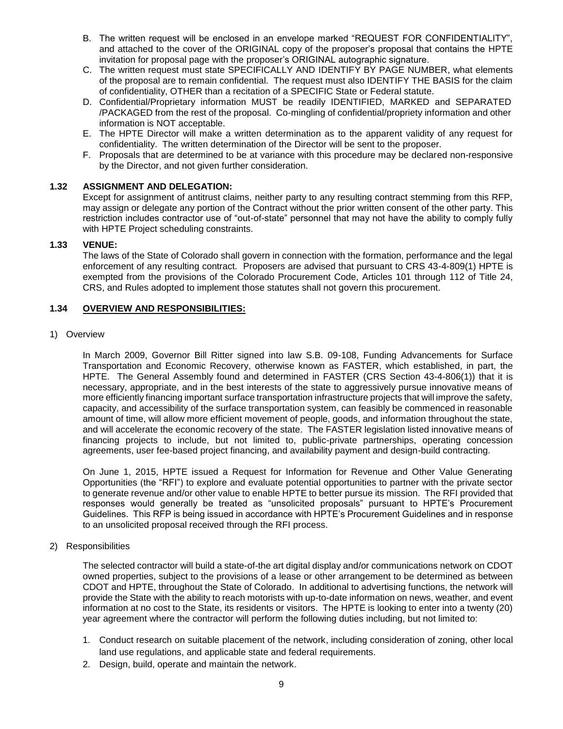B. The written request will be enclosed in an envelope marked "REQUEST FOR CONFIDENTIALITY", and attached to the cover of the ORIGINAL copy of the proposer's proposal that contains the HPTE invitation for proposal page with the proposer's ORIGINAL autographic signature.
C. The written request must state SPECIFICALLY AND IDENTIFY BY PAGE NUMBER, what elements of the proposal are to remain confidential. The request must also IDENTIFY THE BASIS for the claim of confidentiality, OTHER than a recitation of a SPECIFIC State or Federal statute.
D. Confidential/Proprietary information MUST be readily IDENTIFIED, MARKED and SEPARATED /PACKAGED from the rest of the proposal. Co-mingling of confidential/propriety information and other information is NOT acceptable.
E. The HPTE Director will make a written determination as to the apparent validity of any request for confidentiality. The written determination of the Director will be sent to the proposer.
F. Proposals that are determined to be at variance with this procedure may be declared non-responsive by the Director, and not given further consideration.

**1.32 ASSIGNMENT AND DELEGATION:**

Except for assignment of antitrust claims, neither party to any resulting contract stemming from this RFP, may assign or delegate any portion of the Contract without the prior written consent of the other party. This restriction includes contractor use of "out-of-state" personnel that may not have the ability to comply fully with HPTE Project scheduling constraints.

**1.33 VENUE:**

The laws of the State of Colorado shall govern in connection with the formation, performance and the legal enforcement of any resulting contract. Proposers are advised that pursuant to CRS 43-4-809(1) HPTE is exempted from the provisions of the Colorado Procurement Code, Articles 101 through 112 of Title 24, CRS, and Rules adopted to implement those statutes shall not govern this procurement.

**1.34 <u>OVERVIEW AND RESPONSIBILITIES:</u>**

1) Overview

In March 2009, Governor Bill Ritter signed into law S.B. 09-108, Funding Advancements for Surface Transportation and Economic Recovery, otherwise known as FASTER, which established, in part, the HPTE. The General Assembly found and determined in FASTER (CRS Section 43-4-806(1)) that it is necessary, appropriate, and in the best interests of the state to aggressively pursue innovative means of more efficiently financing important surface transportation infrastructure projects that will improve the safety, capacity, and accessibility of the surface transportation system, can feasibly be commenced in reasonable amount of time, will allow more efficient movement of people, goods, and information throughout the state, and will accelerate the economic recovery of the state. The FASTER legislation listed innovative means of financing projects to include, but not limited to, public-private partnerships, operating concession agreements, user fee-based project financing, and availability payment and design-build contracting.

On June 1, 2015, HPTE issued a Request for Information for Revenue and Other Value Generating Opportunities (the "RFI") to explore and evaluate potential opportunities to partner with the private sector to generate revenue and/or other value to enable HPTE to better pursue its mission. The RFI provided that responses would generally be treated as "unsolicited proposals" pursuant to HPTE's Procurement Guidelines. This RFP is being issued in accordance with HPTE's Procurement Guidelines and in response to an unsolicited proposal received through the RFI process.

2) Responsibilities

The selected contractor will build a state-of-the art digital display and/or communications network on CDOT owned properties, subject to the provisions of a lease or other arrangement to be determined as between CDOT and HPTE, throughout the State of Colorado. In additional to advertising functions, the network will provide the State with the ability to reach motorists with up-to-date information on news, weather, and event information at no cost to the State, its residents or visitors. The HPTE is looking to enter into a twenty (20) year agreement where the contractor will perform the following duties including, but not limited to:

1. Conduct research on suitable placement of the network, including consideration of zoning, other local land use regulations, and applicable state and federal requirements.
2. Design, build, operate and maintain the network.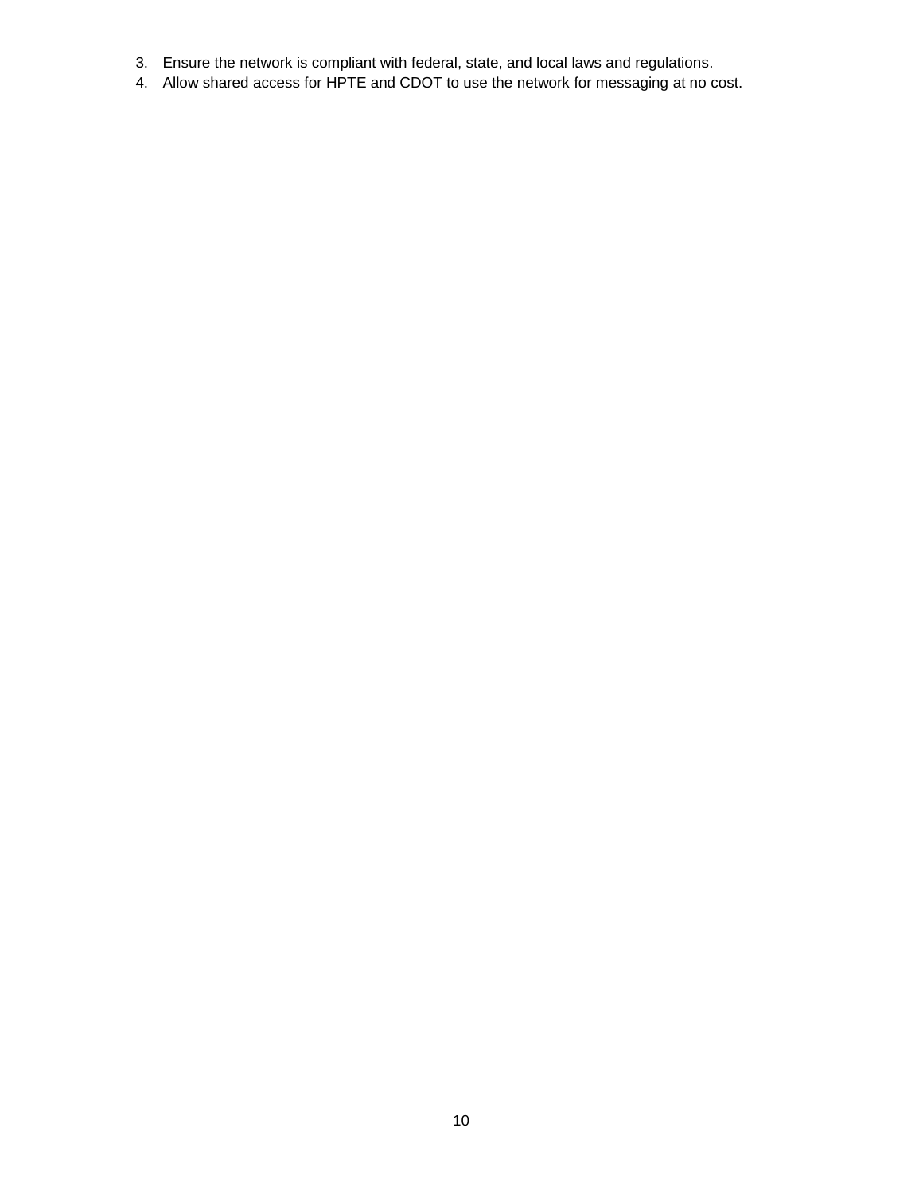3. Ensure the network is compliant with federal, state, and local laws and regulations.
4. Allow shared access for HPTE and CDOT to use the network for messaging at no cost.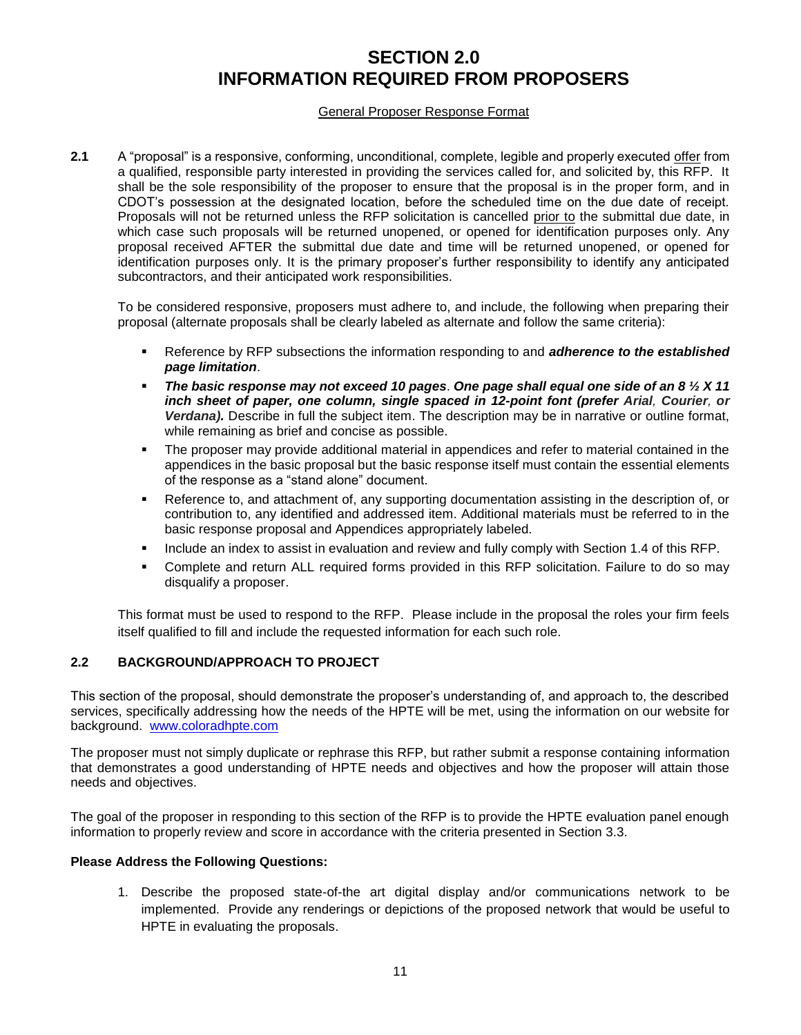# SECTION 2.0
# INFORMATION REQUIRED FROM PROPOSERS

General Proposer Response Format

**2.1** A "proposal" is a responsive, conforming, unconditional, complete, legible and properly executed offer from a qualified, responsible party interested in providing the services called for, and solicited by, this RFP. It shall be the sole responsibility of the proposer to ensure that the proposal is in the proper form, and in CDOT's possession at the designated location, before the scheduled time on the due date of receipt. Proposals will not be returned unless the RFP solicitation is cancelled prior to the submittal due date, in which case such proposals will be returned unopened, or opened for identification purposes only. Any proposal received AFTER the submittal due date and time will be returned unopened, or opened for identification purposes only. It is the primary proposer's further responsibility to identify any anticipated subcontractors, and their anticipated work responsibilities.

To be considered responsive, proposers must adhere to, and include, the following when preparing their proposal (alternate proposals shall be clearly labeled as alternate and follow the same criteria):

- Reference by RFP subsections the information responding to and ***adherence to the established page limitation***.
- ***The basic response may not exceed 10 pages***. ***One page shall equal one side of an 8 ½ X 11 inch sheet of paper, one column, single spaced in 12-point font (prefer Arial, Courier, or Verdana).*** Describe in full the subject item. The description may be in narrative or outline format, while remaining as brief and concise as possible.
- The proposer may provide additional material in appendices and refer to material contained in the appendices in the basic proposal but the basic response itself must contain the essential elements of the response as a "stand alone" document.
- Reference to, and attachment of, any supporting documentation assisting in the description of, or contribution to, any identified and addressed item. Additional materials must be referred to in the basic response proposal and Appendices appropriately labeled.
- Include an index to assist in evaluation and review and fully comply with Section 1.4 of this RFP.
- Complete and return ALL required forms provided in this RFP solicitation. Failure to do so may disqualify a proposer.

This format must be used to respond to the RFP. Please include in the proposal the roles your firm feels itself qualified to fill and include the requested information for each such role.

## 2.2 BACKGROUND/APPROACH TO PROJECT

This section of the proposal, should demonstrate the proposer's understanding of, and approach to, the described services, specifically addressing how the needs of the HPTE will be met, using the information on our website for background. www.coloradhpte.com

The proposer must not simply duplicate or rephrase this RFP, but rather submit a response containing information that demonstrates a good understanding of HPTE needs and objectives and how the proposer will attain those needs and objectives.

The goal of the proposer in responding to this section of the RFP is to provide the HPTE evaluation panel enough information to properly review and score in accordance with the criteria presented in Section 3.3.

**Please Address the Following Questions:**

1. Describe the proposed state-of-the art digital display and/or communications network to be implemented. Provide any renderings or depictions of the proposed network that would be useful to HPTE in evaluating the proposals.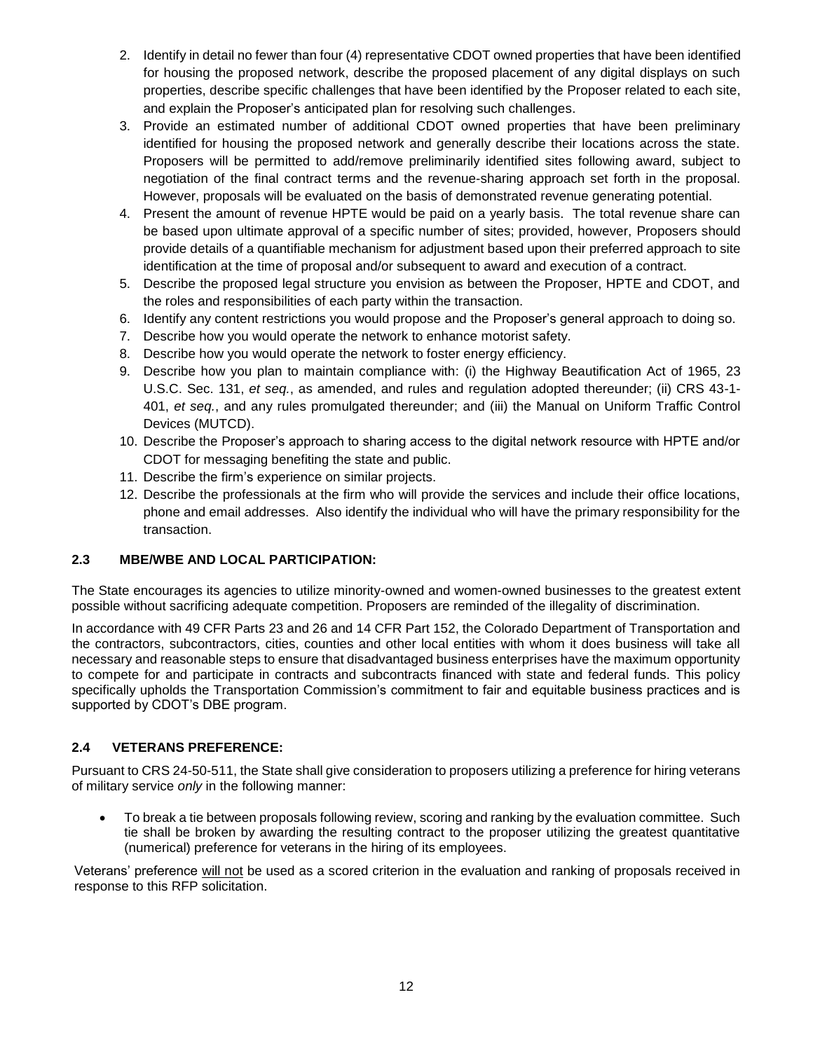2. Identify in detail no fewer than four (4) representative CDOT owned properties that have been identified for housing the proposed network, describe the proposed placement of any digital displays on such properties, describe specific challenges that have been identified by the Proposer related to each site, and explain the Proposer's anticipated plan for resolving such challenges.
3. Provide an estimated number of additional CDOT owned properties that have been preliminary identified for housing the proposed network and generally describe their locations across the state. Proposers will be permitted to add/remove preliminarily identified sites following award, subject to negotiation of the final contract terms and the revenue-sharing approach set forth in the proposal. However, proposals will be evaluated on the basis of demonstrated revenue generating potential.
4. Present the amount of revenue HPTE would be paid on a yearly basis. The total revenue share can be based upon ultimate approval of a specific number of sites; provided, however, Proposers should provide details of a quantifiable mechanism for adjustment based upon their preferred approach to site identification at the time of proposal and/or subsequent to award and execution of a contract.
5. Describe the proposed legal structure you envision as between the Proposer, HPTE and CDOT, and the roles and responsibilities of each party within the transaction.
6. Identify any content restrictions you would propose and the Proposer's general approach to doing so.
7. Describe how you would operate the network to enhance motorist safety.
8. Describe how you would operate the network to foster energy efficiency.
9. Describe how you plan to maintain compliance with: (i) the Highway Beautification Act of 1965, 23 U.S.C. Sec. 131, *et seq.*, as amended, and rules and regulation adopted thereunder; (ii) CRS 43-1-401, *et seq.*, and any rules promulgated thereunder; and (iii) the Manual on Uniform Traffic Control Devices (MUTCD).
10. Describe the Proposer's approach to sharing access to the digital network resource with HPTE and/or CDOT for messaging benefiting the state and public.
11. Describe the firm's experience on similar projects.
12. Describe the professionals at the firm who will provide the services and include their office locations, phone and email addresses. Also identify the individual who will have the primary responsibility for the transaction.

### 2.3 MBE/WBE AND LOCAL PARTICIPATION:

The State encourages its agencies to utilize minority-owned and women-owned businesses to the greatest extent possible without sacrificing adequate competition. Proposers are reminded of the illegality of discrimination.

In accordance with 49 CFR Parts 23 and 26 and 14 CFR Part 152, the Colorado Department of Transportation and the contractors, subcontractors, cities, counties and other local entities with whom it does business will take all necessary and reasonable steps to ensure that disadvantaged business enterprises have the maximum opportunity to compete for and participate in contracts and subcontracts financed with state and federal funds. This policy specifically upholds the Transportation Commission's commitment to fair and equitable business practices and is supported by CDOT's DBE program.

### 2.4 VETERANS PREFERENCE:

Pursuant to CRS 24-50-511, the State shall give consideration to proposers utilizing a preference for hiring veterans of military service *only* in the following manner:

- To break a tie between proposals following review, scoring and ranking by the evaluation committee. Such tie shall be broken by awarding the resulting contract to the proposer utilizing the greatest quantitative (numerical) preference for veterans in the hiring of its employees.

Veterans' preference will not be used as a scored criterion in the evaluation and ranking of proposals received in response to this RFP solicitation.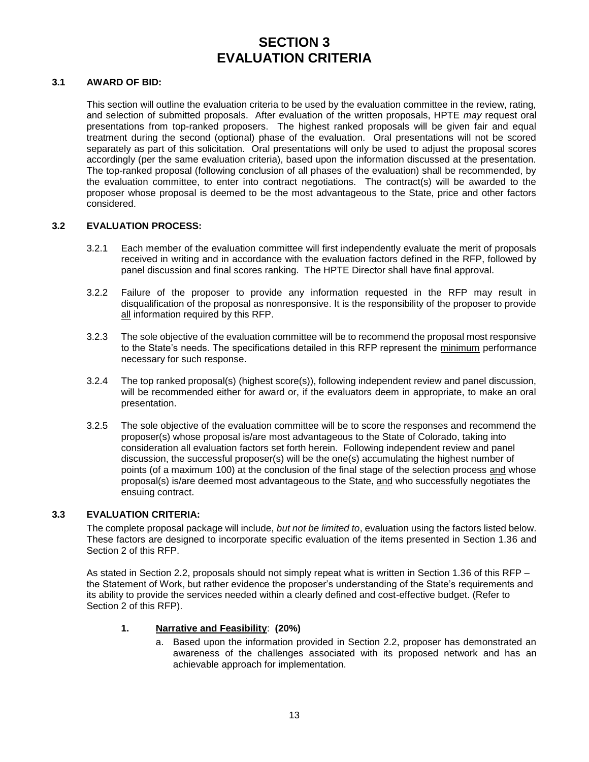# SECTION 3
# EVALUATION CRITERIA

### 3.1 AWARD OF BID:

This section will outline the evaluation criteria to be used by the evaluation committee in the review, rating, and selection of submitted proposals. After evaluation of the written proposals, HPTE *may* request oral presentations from top-ranked proposers. The highest ranked proposals will be given fair and equal treatment during the second (optional) phase of the evaluation. Oral presentations will not be scored separately as part of this solicitation. Oral presentations will only be used to adjust the proposal scores accordingly (per the same evaluation criteria), based upon the information discussed at the presentation. The top-ranked proposal (following conclusion of all phases of the evaluation) shall be recommended, by the evaluation committee, to enter into contract negotiations. The contract(s) will be awarded to the proposer whose proposal is deemed to be the most advantageous to the State, price and other factors considered.

### 3.2 EVALUATION PROCESS:

3.2.1 Each member of the evaluation committee will first independently evaluate the merit of proposals received in writing and in accordance with the evaluation factors defined in the RFP, followed by panel discussion and final scores ranking. The HPTE Director shall have final approval.

3.2.2 Failure of the proposer to provide any information requested in the RFP may result in disqualification of the proposal as nonresponsive. It is the responsibility of the proposer to provide <u>all</u> information required by this RFP.

3.2.3 The sole objective of the evaluation committee will be to recommend the proposal most responsive to the State's needs. The specifications detailed in this RFP represent the <u>minimum</u> performance necessary for such response.

3.2.4 The top ranked proposal(s) (highest score(s)), following independent review and panel discussion, will be recommended either for award or, if the evaluators deem in appropriate, to make an oral presentation.

3.2.5 The sole objective of the evaluation committee will be to score the responses and recommend the proposer(s) whose proposal is/are most advantageous to the State of Colorado, taking into consideration all evaluation factors set forth herein. Following independent review and panel discussion, the successful proposer(s) will be the one(s) accumulating the highest number of points (of a maximum 100) at the conclusion of the final stage of the selection process <u>and</u> whose proposal(s) is/are deemed most advantageous to the State, <u>and</u> who successfully negotiates the ensuing contract.

### 3.3 EVALUATION CRITERIA:

The complete proposal package will include, *but not be limited to*, evaluation using the factors listed below. These factors are designed to incorporate specific evaluation of the items presented in Section 1.36 and Section 2 of this RFP.

As stated in Section 2.2, proposals should not simply repeat what is written in Section 1.36 of this RFP – the Statement of Work, but rather evidence the proposer's understanding of the State's requirements and its ability to provide the services needed within a clearly defined and cost-effective budget. (Refer to Section 2 of this RFP).

1. **<u>Narrative and Feasibility</u>: (20%)**
   a. Based upon the information provided in Section 2.2, proposer has demonstrated an awareness of the challenges associated with its proposed network and has an achievable approach for implementation.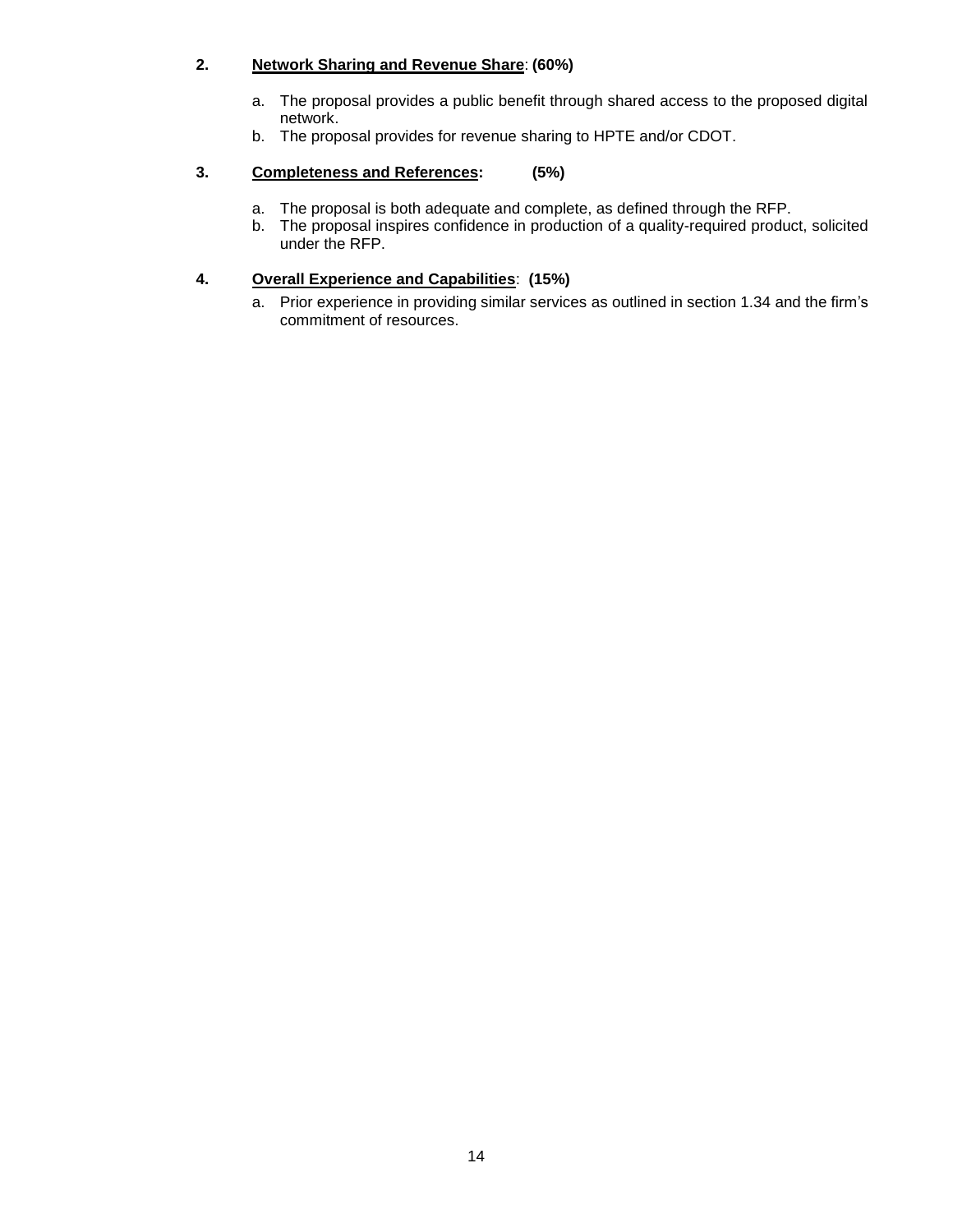**2. Network Sharing and Revenue Share: (60%)**

a. The proposal provides a public benefit through shared access to the proposed digital network.
b. The proposal provides for revenue sharing to HPTE and/or CDOT.

**3. Completeness and References: (5%)**

a. The proposal is both adequate and complete, as defined through the RFP.
b. The proposal inspires confidence in production of a quality-required product, solicited under the RFP.

**4. Overall Experience and Capabilities: (15%)**

a. Prior experience in providing similar services as outlined in section 1.34 and the firm's commitment of resources.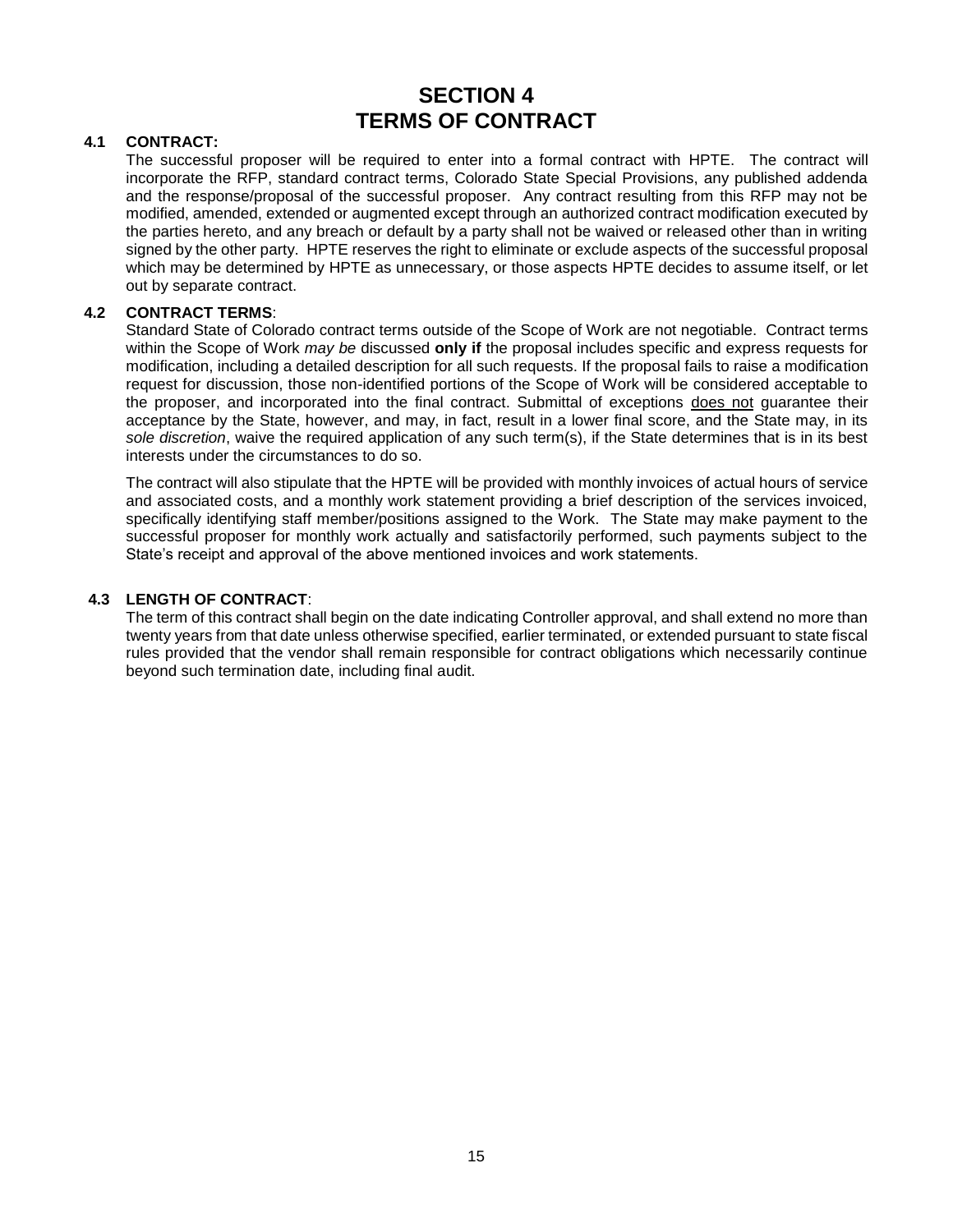# SECTION 4
# TERMS OF CONTRACT

### 4.1 CONTRACT:

The successful proposer will be required to enter into a formal contract with HPTE. The contract will incorporate the RFP, standard contract terms, Colorado State Special Provisions, any published addenda and the response/proposal of the successful proposer. Any contract resulting from this RFP may not be modified, amended, extended or augmented except through an authorized contract modification executed by the parties hereto, and any breach or default by a party shall not be waived or released other than in writing signed by the other party. HPTE reserves the right to eliminate or exclude aspects of the successful proposal which may be determined by HPTE as unnecessary, or those aspects HPTE decides to assume itself, or let out by separate contract.

### 4.2 CONTRACT TERMS:

Standard State of Colorado contract terms outside of the Scope of Work are not negotiable. Contract terms within the Scope of Work *may be* discussed **only if** the proposal includes specific and express requests for modification, including a detailed description for all such requests. If the proposal fails to raise a modification request for discussion, those non-identified portions of the Scope of Work will be considered acceptable to the proposer, and incorporated into the final contract. Submittal of exceptions <u>does not</u> guarantee their acceptance by the State, however, and may, in fact, result in a lower final score, and the State may, in its *sole discretion*, waive the required application of any such term(s), if the State determines that is in its best interests under the circumstances to do so.

The contract will also stipulate that the HPTE will be provided with monthly invoices of actual hours of service and associated costs, and a monthly work statement providing a brief description of the services invoiced, specifically identifying staff member/positions assigned to the Work. The State may make payment to the successful proposer for monthly work actually and satisfactorily performed, such payments subject to the State's receipt and approval of the above mentioned invoices and work statements.

### 4.3 LENGTH OF CONTRACT:

The term of this contract shall begin on the date indicating Controller approval, and shall extend no more than twenty years from that date unless otherwise specified, earlier terminated, or extended pursuant to state fiscal rules provided that the vendor shall remain responsible for contract obligations which necessarily continue beyond such termination date, including final audit.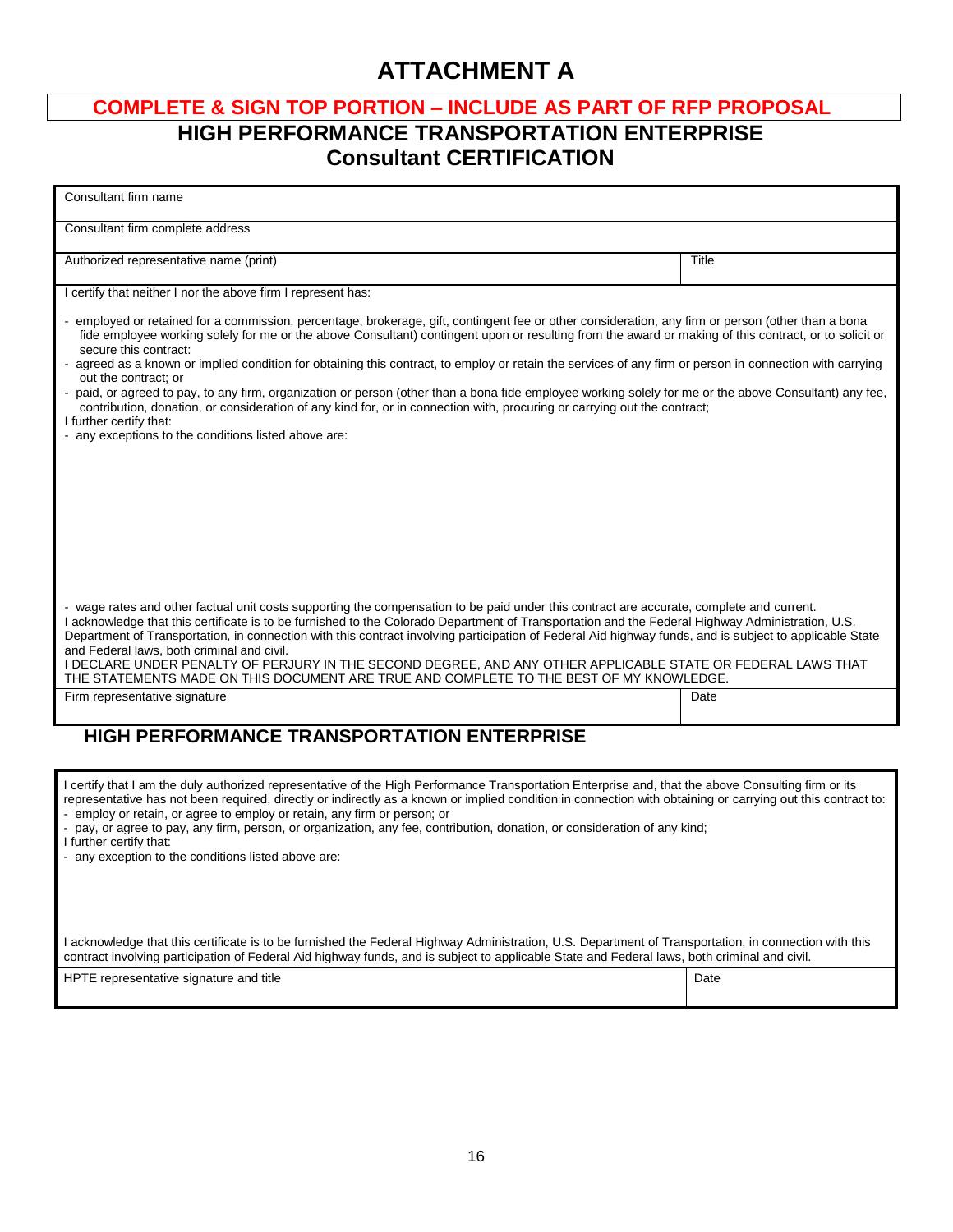# ATTACHMENT A

**COMPLETE & SIGN TOP PORTION – INCLUDE AS PART OF RFP PROPOSAL**

## HIGH PERFORMANCE TRANSPORTATION ENTERPRISE
## Consultant CERTIFICATION

| | |
|---|---|
| Consultant firm name | |
| Consultant firm complete address | |
| Authorized representative name (print) | Title |

I certify that neither I nor the above firm I represent has:

- employed or retained for a commission, percentage, brokerage, gift, contingent fee or other consideration, any firm or person (other than a bona fide employee working solely for me or the above Consultant) contingent upon or resulting from the award or making of this contract, or to solicit or secure this contract:
- agreed as a known or implied condition for obtaining this contract, to employ or retain the services of any firm or person in connection with carrying out the contract; or
- paid, or agreed to pay, to any firm, organization or person (other than a bona fide employee working solely for me or the above Consultant) any fee, contribution, donation, or consideration of any kind for, or in connection with, procuring or carrying out the contract;

I further certify that:

- any exceptions to the conditions listed above are:

- wage rates and other factual unit costs supporting the compensation to be paid under this contract are accurate, complete and current.

I acknowledge that this certificate is to be furnished to the Colorado Department of Transportation and the Federal Highway Administration, U.S. Department of Transportation, in connection with this contract involving participation of Federal Aid highway funds, and is subject to applicable State and Federal laws, both criminal and civil.

I DECLARE UNDER PENALTY OF PERJURY IN THE SECOND DEGREE, AND ANY OTHER APPLICABLE STATE OR FEDERAL LAWS THAT THE STATEMENTS MADE ON THIS DOCUMENT ARE TRUE AND COMPLETE TO THE BEST OF MY KNOWLEDGE.

| | |
|---|---|
| Firm representative signature | Date |

## HIGH PERFORMANCE TRANSPORTATION ENTERPRISE

I certify that I am the duly authorized representative of the High Performance Transportation Enterprise and, that the above Consulting firm or its representative has not been required, directly or indirectly as a known or implied condition in connection with obtaining or carrying out this contract to:

- employ or retain, or agree to employ or retain, any firm or person; or
- pay, or agree to pay, any firm, person, or organization, any fee, contribution, donation, or consideration of any kind;

I further certify that:

- any exception to the conditions listed above are:

I acknowledge that this certificate is to be furnished the Federal Highway Administration, U.S. Department of Transportation, in connection with this contract involving participation of Federal Aid highway funds, and is subject to applicable State and Federal laws, both criminal and civil.

| | |
|---|---|
| HPTE representative signature and title | Date |